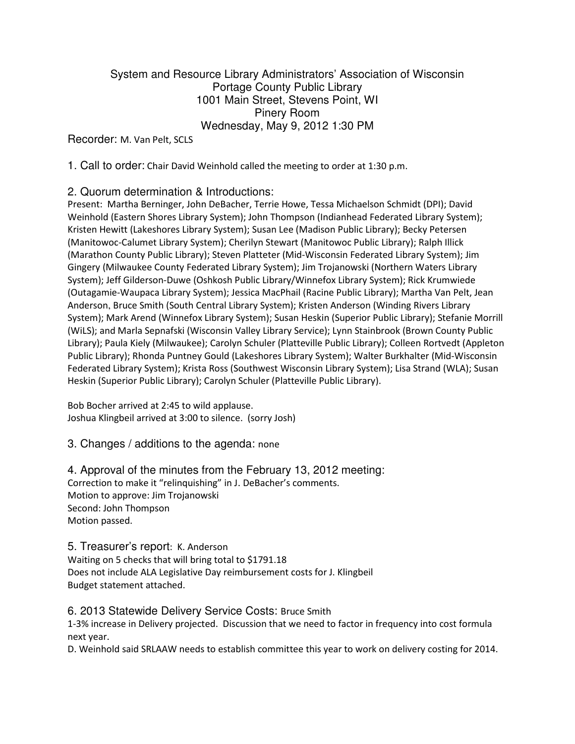# System and Resource Library Administrators' Association of Wisconsin
## Portage County Public Library
## 1001 Main Street, Stevens Point, WI
## Pinery Room
## Wednesday, May 9, 2012 1:30 PM

Recorder: M. Van Pelt, SCLS

### 1. Call to order:
Chair David Weinhold called the meeting to order at 1:30 p.m.

### 2. Quorum determination & Introductions:
Present: Martha Berninger, John DeBacher, Terrie Howe, Tessa Michaelson Schmidt (DPI); David Weinhold (Eastern Shores Library System); John Thompson (Indianhead Federated Library System); Kristen Hewitt (Lakeshores Library System); Susan Lee (Madison Public Library); Becky Petersen (Manitowoc-Calumet Library System); Cherilyn Stewart (Manitowoc Public Library); Ralph Illick (Marathon County Public Library); Steven Platteter (Mid-Wisconsin Federated Library System); Jim Gingery (Milwaukee County Federated Library System); Jim Trojanowski (Northern Waters Library System); Jeff Gilderson-Duwe (Oshkosh Public Library/Winnefox Library System); Rick Krumwiede (Outagamie-Waupaca Library System); Jessica MacPhail (Racine Public Library); Martha Van Pelt, Jean Anderson, Bruce Smith (South Central Library System); Kristen Anderson (Winding Rivers Library System); Mark Arend (Winnefox Library System); Susan Heskin (Superior Public Library); Stefanie Morrill (WiLS); and Marla Sepnafski (Wisconsin Valley Library Service); Lynn Stainbrook (Brown County Public Library); Paula Kiely (Milwaukee); Carolyn Schuler (Platteville Public Library); Colleen Rortvedt (Appleton Public Library); Rhonda Puntney Gould (Lakeshores Library System); Walter Burkhalter (Mid-Wisconsin Federated Library System); Krista Ross (Southwest Wisconsin Library System); Lisa Strand (WLA); Susan Heskin (Superior Public Library); Carolyn Schuler (Platteville Public Library).

Bob Bocher arrived at 2:45 to wild applause.
Joshua Klingbeil arrived at 3:00 to silence. (sorry Josh)

### 3. Changes / additions to the agenda:
none

### 4. Approval of the minutes from the February 13, 2012 meeting:
Correction to make it "relinquishing" in J. DeBacher's comments.
Motion to approve: Jim Trojanowski
Second: John Thompson
Motion passed.

### 5. Treasurer's report:
K. Anderson

Waiting on 5 checks that will bring total to $1791.18
Does not include ALA Legislative Day reimbursement costs for J. Klingbeil
Budget statement attached.

### 6. 2013 Statewide Delivery Service Costs:
Bruce Smith

1-3% increase in Delivery projected. Discussion that we need to factor in frequency into cost formula next year.
D. Weinhold said SRLAAW needs to establish committee this year to work on delivery costing for 2014.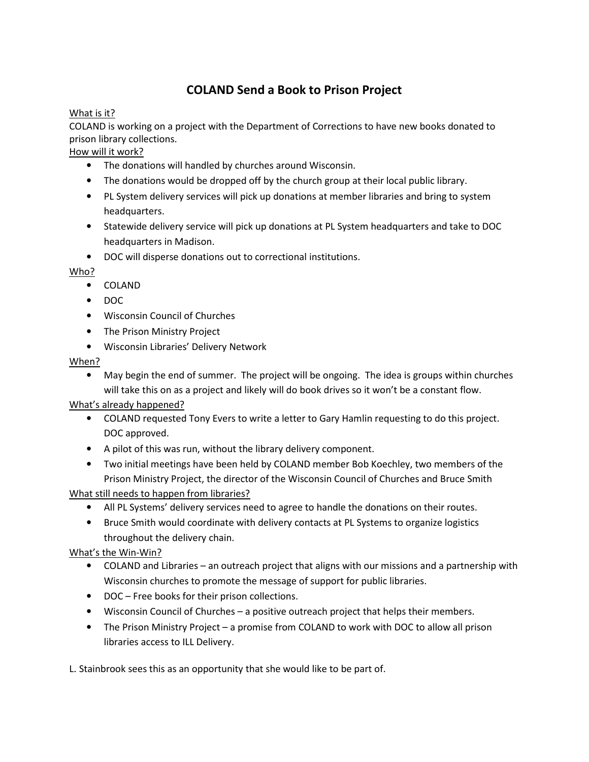# COLAND Send a Book to Prison Project

What is it?

COLAND is working on a project with the Department of Corrections to have new books donated to prison library collections.

How will it work?

- The donations will handled by churches around Wisconsin.
- The donations would be dropped off by the church group at their local public library.
- PL System delivery services will pick up donations at member libraries and bring to system headquarters.
- Statewide delivery service will pick up donations at PL System headquarters and take to DOC headquarters in Madison.
- DOC will disperse donations out to correctional institutions.

Who?

- COLAND
- DOC
- Wisconsin Council of Churches
- The Prison Ministry Project
- Wisconsin Libraries' Delivery Network

When?

- May begin the end of summer. The project will be ongoing. The idea is groups within churches will take this on as a project and likely will do book drives so it won't be a constant flow.

What's already happened?

- COLAND requested Tony Evers to write a letter to Gary Hamlin requesting to do this project. DOC approved.
- A pilot of this was run, without the library delivery component.
- Two initial meetings have been held by COLAND member Bob Koechley, two members of the Prison Ministry Project, the director of the Wisconsin Council of Churches and Bruce Smith

What still needs to happen from libraries?

- All PL Systems' delivery services need to agree to handle the donations on their routes.
- Bruce Smith would coordinate with delivery contacts at PL Systems to organize logistics throughout the delivery chain.

What's the Win-Win?

- COLAND and Libraries – an outreach project that aligns with our missions and a partnership with Wisconsin churches to promote the message of support for public libraries.
- DOC – Free books for their prison collections.
- Wisconsin Council of Churches – a positive outreach project that helps their members.
- The Prison Ministry Project – a promise from COLAND to work with DOC to allow all prison libraries access to ILL Delivery.

L. Stainbrook sees this as an opportunity that she would like to be part of.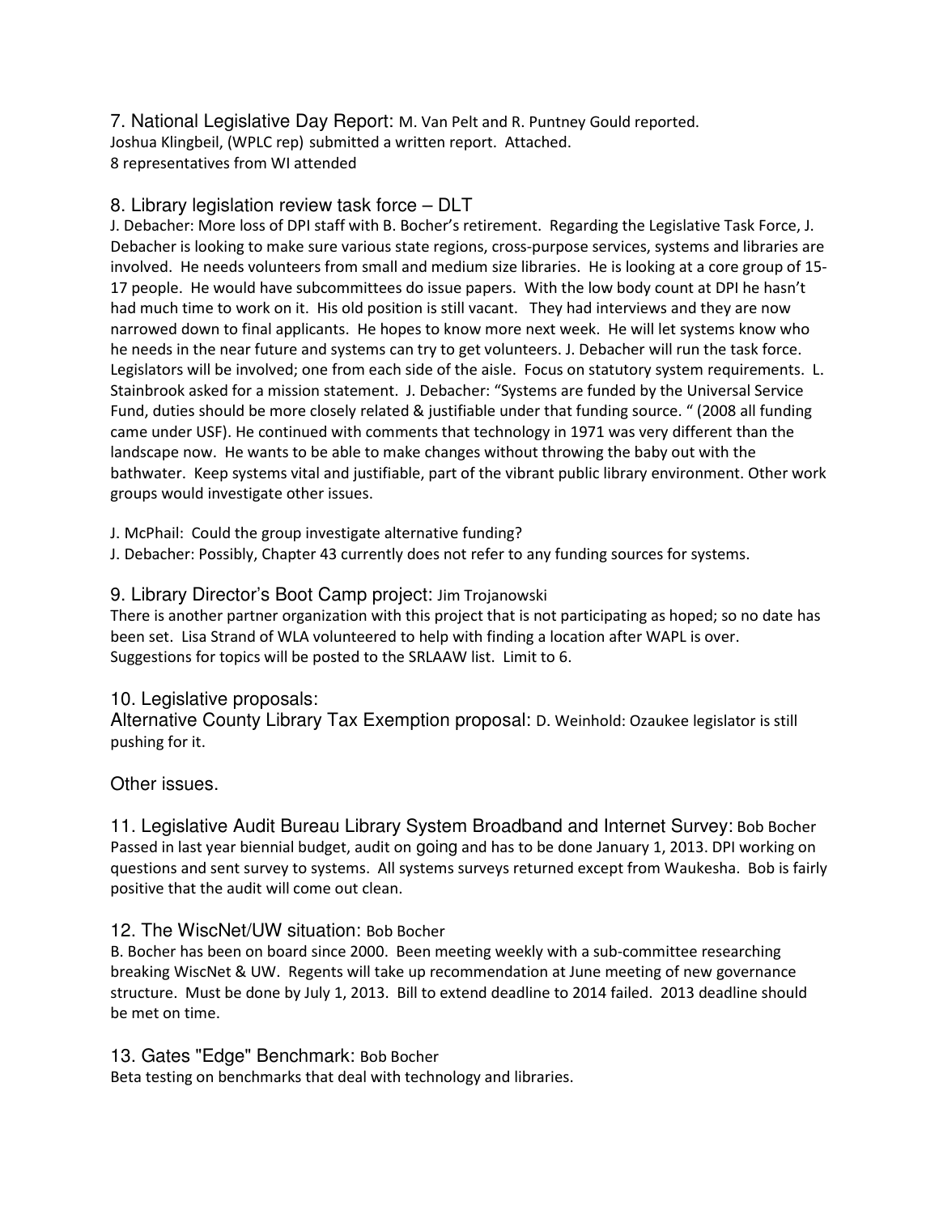## 7. National Legislative Day Report: M. Van Pelt and R. Puntney Gould reported.

Joshua Klingbeil, (WPLC rep) submitted a written report. Attached.
8 representatives from WI attended

## 8. Library legislation review task force – DLT

J. Debacher: More loss of DPI staff with B. Bocher's retirement. Regarding the Legislative Task Force, J. Debacher is looking to make sure various state regions, cross-purpose services, systems and libraries are involved. He needs volunteers from small and medium size libraries. He is looking at a core group of 15-17 people. He would have subcommittees do issue papers. With the low body count at DPI he hasn't had much time to work on it. His old position is still vacant. They had interviews and they are now narrowed down to final applicants. He hopes to know more next week. He will let systems know who he needs in the near future and systems can try to get volunteers. J. Debacher will run the task force. Legislators will be involved; one from each side of the aisle. Focus on statutory system requirements. L. Stainbrook asked for a mission statement. J. Debacher: "Systems are funded by the Universal Service Fund, duties should be more closely related & justifiable under that funding source. " (2008 all funding came under USF). He continued with comments that technology in 1971 was very different than the landscape now. He wants to be able to make changes without throwing the baby out with the bathwater. Keep systems vital and justifiable, part of the vibrant public library environment. Other work groups would investigate other issues.

J. McPhail: Could the group investigate alternative funding?
J. Debacher: Possibly, Chapter 43 currently does not refer to any funding sources for systems.

## 9. Library Director's Boot Camp project: Jim Trojanowski

There is another partner organization with this project that is not participating as hoped; so no date has been set. Lisa Strand of WLA volunteered to help with finding a location after WAPL is over. Suggestions for topics will be posted to the SRLAAW list. Limit to 6.

## 10. Legislative proposals:

Alternative County Library Tax Exemption proposal: D. Weinhold: Ozaukee legislator is still pushing for it.

Other issues.

## 11. Legislative Audit Bureau Library System Broadband and Internet Survey: Bob Bocher

Passed in last year biennial budget, audit on going and has to be done January 1, 2013. DPI working on questions and sent survey to systems. All systems surveys returned except from Waukesha. Bob is fairly positive that the audit will come out clean.

## 12. The WiscNet/UW situation: Bob Bocher

B. Bocher has been on board since 2000. Been meeting weekly with a sub-committee researching breaking WiscNet & UW. Regents will take up recommendation at June meeting of new governance structure. Must be done by July 1, 2013. Bill to extend deadline to 2014 failed. 2013 deadline should be met on time.

## 13. Gates "Edge" Benchmark: Bob Bocher

Beta testing on benchmarks that deal with technology and libraries.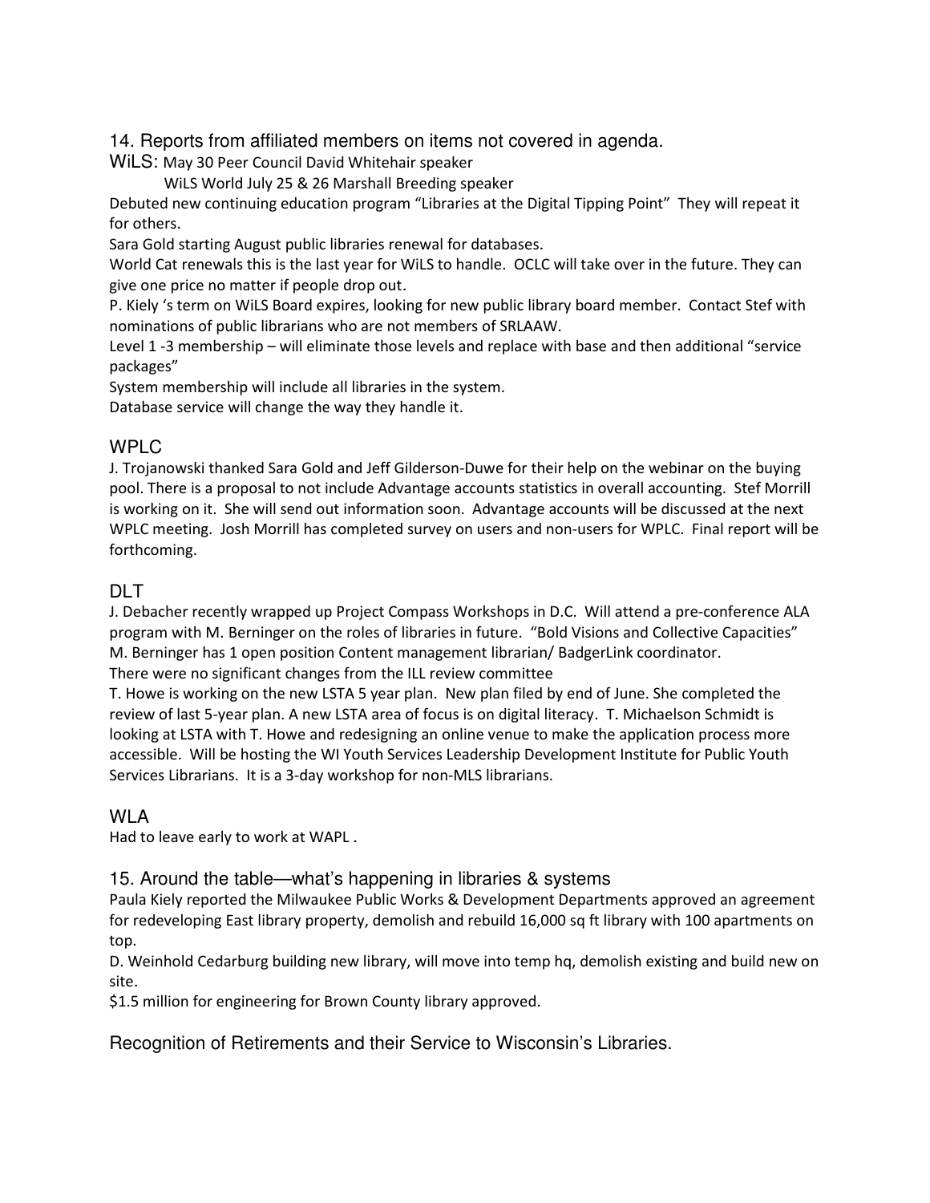## 14. Reports from affiliated members on items not covered in agenda.

WiLS: May 30 Peer Council David Whitehair speaker

WiLS World July 25 & 26 Marshall Breeding speaker

Debuted new continuing education program "Libraries at the Digital Tipping Point" They will repeat it for others.

Sara Gold starting August public libraries renewal for databases.

World Cat renewals this is the last year for WiLS to handle. OCLC will take over in the future. They can give one price no matter if people drop out.

P. Kiely 's term on WiLS Board expires, looking for new public library board member. Contact Stef with nominations of public librarians who are not members of SRLAAW.

Level 1 -3 membership – will eliminate those levels and replace with base and then additional "service packages"

System membership will include all libraries in the system.

Database service will change the way they handle it.

### WPLC

J. Trojanowski thanked Sara Gold and Jeff Gilderson-Duwe for their help on the webinar on the buying pool. There is a proposal to not include Advantage accounts statistics in overall accounting. Stef Morrill is working on it. She will send out information soon. Advantage accounts will be discussed at the next WPLC meeting. Josh Morrill has completed survey on users and non-users for WPLC. Final report will be forthcoming.

### DLT

J. Debacher recently wrapped up Project Compass Workshops in D.C. Will attend a pre-conference ALA program with M. Berninger on the roles of libraries in future. "Bold Visions and Collective Capacities" M. Berninger has 1 open position Content management librarian/ BadgerLink coordinator.

There were no significant changes from the ILL review committee

T. Howe is working on the new LSTA 5 year plan. New plan filed by end of June. She completed the review of last 5-year plan. A new LSTA area of focus is on digital literacy. T. Michaelson Schmidt is looking at LSTA with T. Howe and redesigning an online venue to make the application process more accessible. Will be hosting the WI Youth Services Leadership Development Institute for Public Youth Services Librarians. It is a 3-day workshop for non-MLS librarians.

### WLA

Had to leave early to work at WAPL .

## 15. Around the table—what's happening in libraries & systems

Paula Kiely reported the Milwaukee Public Works & Development Departments approved an agreement for redeveloping East library property, demolish and rebuild 16,000 sq ft library with 100 apartments on top.

D. Weinhold Cedarburg building new library, will move into temp hq, demolish existing and build new on site.

$1.5 million for engineering for Brown County library approved.

## Recognition of Retirements and their Service to Wisconsin's Libraries.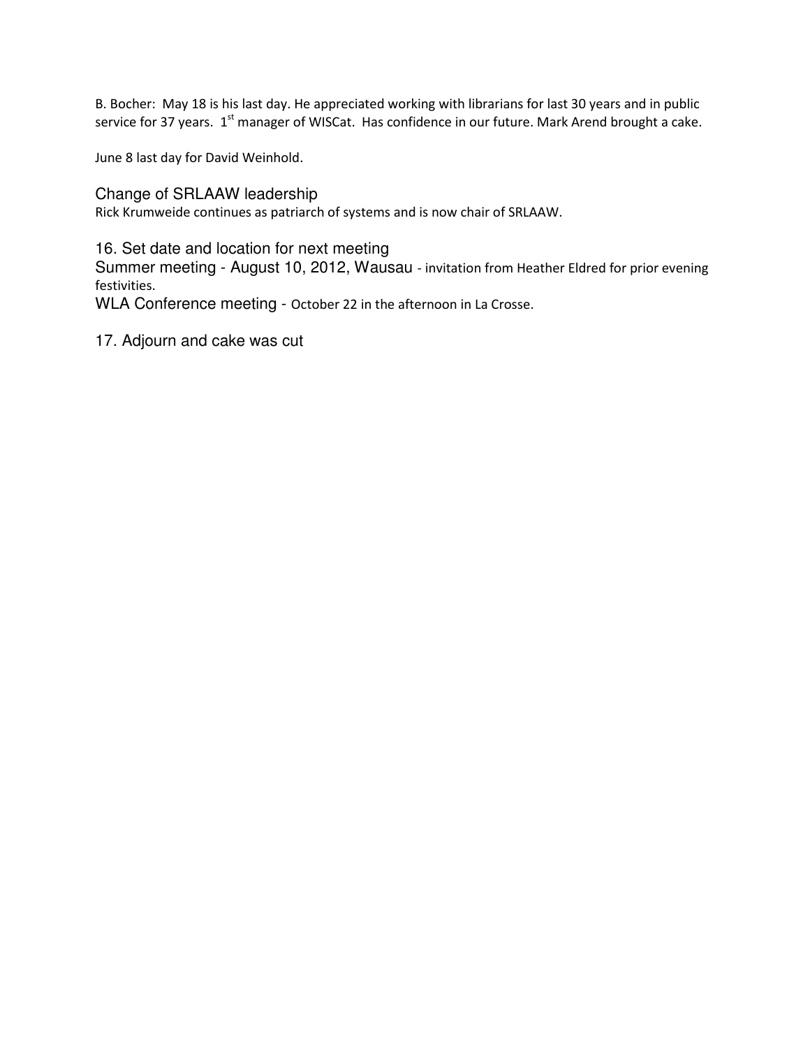B. Bocher: May 18 is his last day. He appreciated working with librarians for last 30 years and in public service for 37 years. 1st manager of WISCat. Has confidence in our future. Mark Arend brought a cake.

June 8 last day for David Weinhold.

### Change of SRLAAW leadership

Rick Krumweide continues as patriarch of systems and is now chair of SRLAAW.

### 16. Set date and location for next meeting

Summer meeting - August 10, 2012, Wausau - invitation from Heather Eldred for prior evening festivities.

WLA Conference meeting - October 22 in the afternoon in La Crosse.

### 17. Adjourn and cake was cut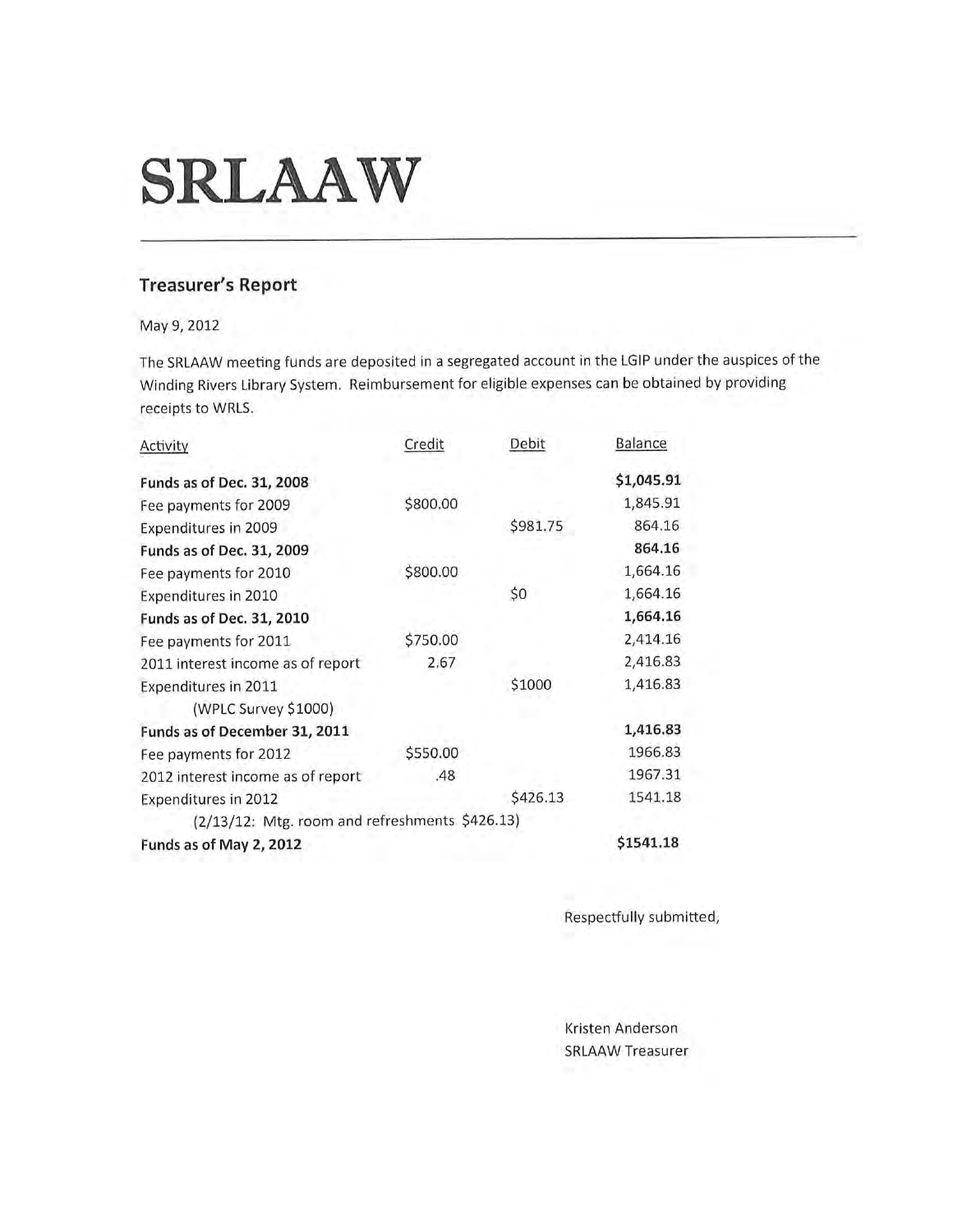# SRLAAW

## Treasurer's Report

May 9, 2012

The SRLAAW meeting funds are deposited in a segregated account in the LGIP under the auspices of the Winding Rivers Library System. Reimbursement for eligible expenses can be obtained by providing receipts to WRLS.

| Activity | Credit | Debit | Balance |
|---|---|---|---|
| **Funds as of Dec. 31, 2008** | | | **$1,045.91** |
| Fee payments for 2009 | $800.00 | | 1,845.91 |
| Expenditures in 2009 | | $981.75 | 864.16 |
| **Funds as of Dec. 31, 2009** | | | **864.16** |
| Fee payments for 2010 | $800.00 | | 1,664.16 |
| Expenditures in 2010 | | $0 | 1,664.16 |
| **Funds as of Dec. 31, 2010** | | | **1,664.16** |
| Fee payments for 2011 | $750.00 | | 2,414.16 |
| 2011 interest income as of report | 2.67 | | 2,416.83 |
| Expenditures in 2011 | | $1000 | 1,416.83 |
| (WPLC Survey $1000) | | | |
| **Funds as of December 31, 2011** | | | **1,416.83** |
| Fee payments for 2012 | $550.00 | | 1966.83 |
| 2012 interest income as of report | .48 | | 1967.31 |
| Expenditures in 2012 | | $426.13 | 1541.18 |
| (2/13/12: Mtg. room and refreshments $426.13) | | | |
| **Funds as of May 2, 2012** | | | **$1541.18** |

Respectfully submitted,

Kristen Anderson
SRLAAW Treasurer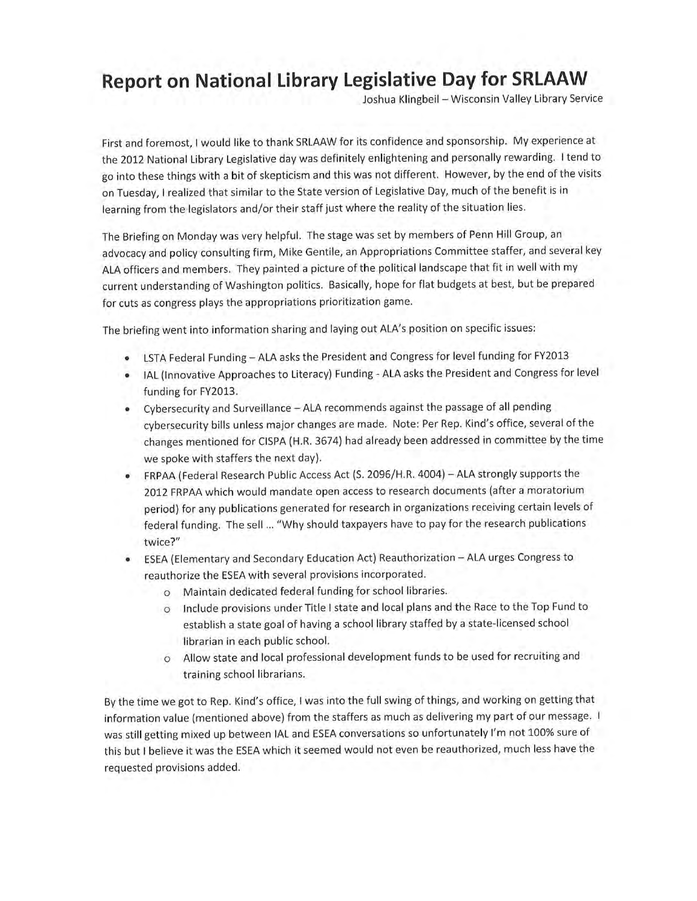# Report on National Library Legislative Day for SRLAAW

Joshua Klingbeil – Wisconsin Valley Library Service

First and foremost, I would like to thank SRLAAW for its confidence and sponsorship. My experience at the 2012 National Library Legislative day was definitely enlightening and personally rewarding. I tend to go into these things with a bit of skepticism and this was not different. However, by the end of the visits on Tuesday, I realized that similar to the State version of Legislative Day, much of the benefit is in learning from the legislators and/or their staff just where the reality of the situation lies.

The Briefing on Monday was very helpful. The stage was set by members of Penn Hill Group, an advocacy and policy consulting firm, Mike Gentile, an Appropriations Committee staffer, and several key ALA officers and members. They painted a picture of the political landscape that fit in well with my current understanding of Washington politics. Basically, hope for flat budgets at best, but be prepared for cuts as congress plays the appropriations prioritization game.

The briefing went into information sharing and laying out ALA's position on specific issues:

- LSTA Federal Funding – ALA asks the President and Congress for level funding for FY2013
- IAL (Innovative Approaches to Literacy) Funding - ALA asks the President and Congress for level funding for FY2013.
- Cybersecurity and Surveillance – ALA recommends against the passage of all pending cybersecurity bills unless major changes are made. Note: Per Rep. Kind's office, several of the changes mentioned for CISPA (H.R. 3674) had already been addressed in committee by the time we spoke with staffers the next day).
- FRPAA (Federal Research Public Access Act (S. 2096/H.R. 4004) – ALA strongly supports the 2012 FRPAA which would mandate open access to research documents (after a moratorium period) for any publications generated for research in organizations receiving certain levels of federal funding. The sell … "Why should taxpayers have to pay for the research publications twice?"
- ESEA (Elementary and Secondary Education Act) Reauthorization – ALA urges Congress to reauthorize the ESEA with several provisions incorporated.
  - Maintain dedicated federal funding for school libraries.
  - Include provisions under Title I state and local plans and the Race to the Top Fund to establish a state goal of having a school library staffed by a state-licensed school librarian in each public school.
  - Allow state and local professional development funds to be used for recruiting and training school librarians.

By the time we got to Rep. Kind's office, I was into the full swing of things, and working on getting that information value (mentioned above) from the staffers as much as delivering my part of our message. I was still getting mixed up between IAL and ESEA conversations so unfortunately I'm not 100% sure of this but I believe it was the ESEA which it seemed would not even be reauthorized, much less have the requested provisions added.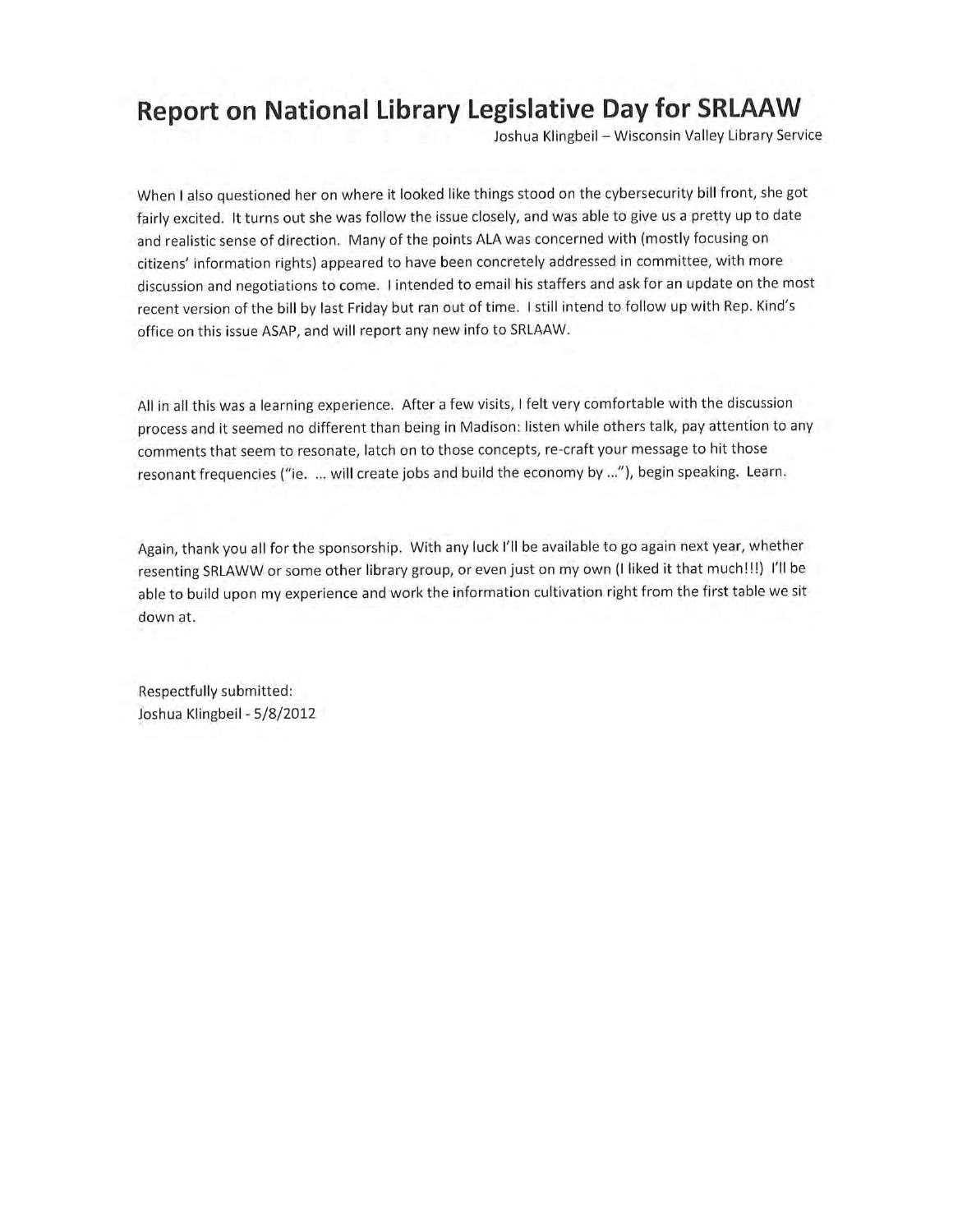# Report on National Library Legislative Day for SRLAAW

Joshua Klingbeil – Wisconsin Valley Library Service

When I also questioned her on where it looked like things stood on the cybersecurity bill front, she got fairly excited. It turns out she was follow the issue closely, and was able to give us a pretty up to date and realistic sense of direction. Many of the points ALA was concerned with (mostly focusing on citizens' information rights) appeared to have been concretely addressed in committee, with more discussion and negotiations to come. I intended to email his staffers and ask for an update on the most recent version of the bill by last Friday but ran out of time. I still intend to follow up with Rep. Kind's office on this issue ASAP, and will report any new info to SRLAAW.

All in all this was a learning experience. After a few visits, I felt very comfortable with the discussion process and it seemed no different than being in Madison: listen while others talk, pay attention to any comments that seem to resonate, latch on to those concepts, re-craft your message to hit those resonant frequencies ("ie. ... will create jobs and build the economy by ..."), begin speaking. Learn.

Again, thank you all for the sponsorship. With any luck I'll be available to go again next year, whether resenting SRLAWW or some other library group, or even just on my own (I liked it that much!!!) I'll be able to build upon my experience and work the information cultivation right from the first table we sit down at.

Respectfully submitted:
Joshua Klingbeil - 5/8/2012